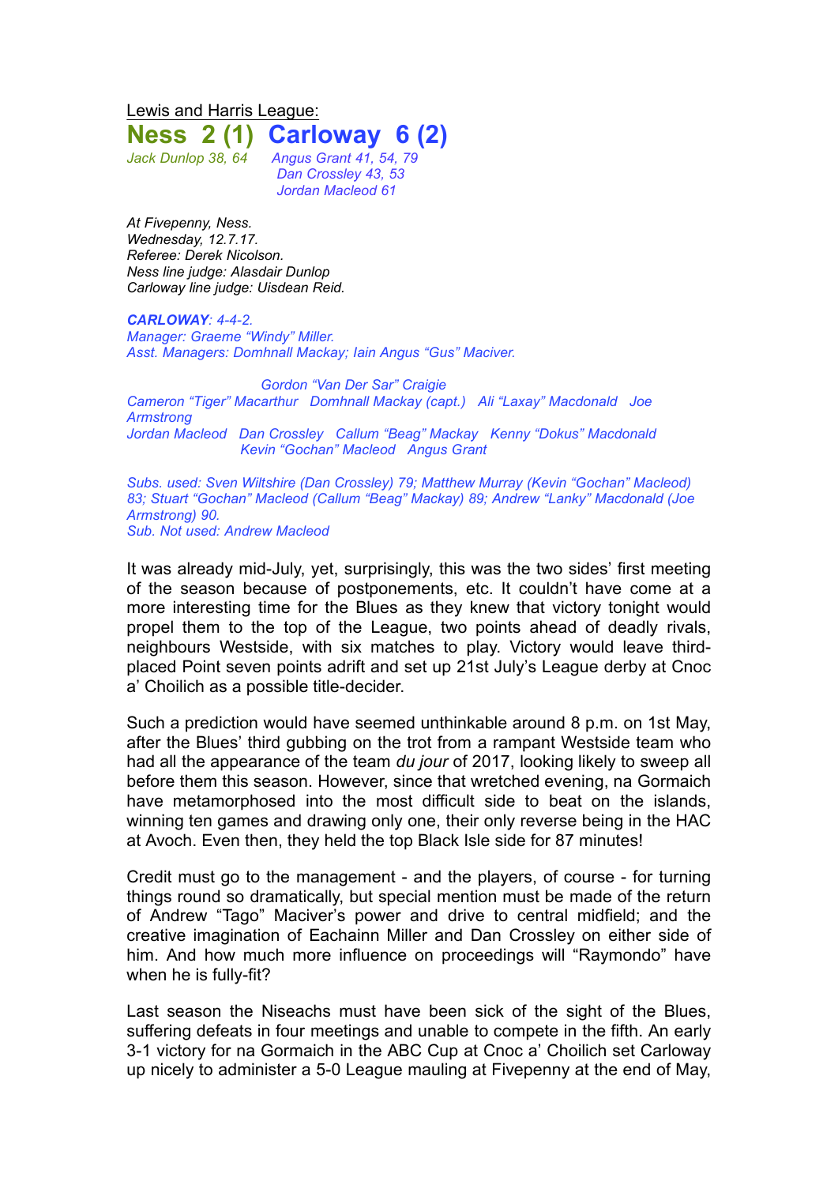Lewis and Harris League:

# Ness 2 (1) Carloway 6 (2)

*Jack Dunlop 38, 64*

*Angus Grant 41, 54, 79*
*Dan Crossley 43, 53*
*Jordan Macleod 61*

*At Fivepenny, Ness.*
*Wednesday, 12.7.17.*
*Referee: Derek Nicolson.*
*Ness line judge: Alasdair Dunlop*
*Carloway line judge: Uisdean Reid.*

***CARLOWAY**: 4-4-2.*
*Manager: Graeme "Windy" Miller.*
*Asst. Managers: Domhnall Mackay; Iain Angus "Gus" Maciver.*

*Gordon "Van Der Sar" Craigie*
*Cameron "Tiger" Macarthur  Domhnall Mackay (capt.)  Ali "Laxay" Macdonald  Joe Armstrong*
*Jordan Macleod  Dan Crossley  Callum "Beag" Mackay  Kenny "Dokus" Macdonald*
*Kevin "Gochan" Macleod  Angus Grant*

*Subs. used: Sven Wiltshire (Dan Crossley) 79; Matthew Murray (Kevin "Gochan" Macleod) 83; Stuart "Gochan" Macleod (Callum "Beag" Mackay) 89; Andrew "Lanky" Macdonald (Joe Armstrong) 90.*
*Sub. Not used: Andrew Macleod*

It was already mid-July, yet, surprisingly, this was the two sides' first meeting of the season because of postponements, etc. It couldn't have come at a more interesting time for the Blues as they knew that victory tonight would propel them to the top of the League, two points ahead of deadly rivals, neighbours Westside, with six matches to play. Victory would leave third-placed Point seven points adrift and set up 21st July's League derby at Cnoc a' Choilich as a possible title-decider.

Such a prediction would have seemed unthinkable around 8 p.m. on 1st May, after the Blues' third gubbing on the trot from a rampant Westside team who had all the appearance of the team *du jour* of 2017, looking likely to sweep all before them this season. However, since that wretched evening, na Gormaich have metamorphosed into the most difficult side to beat on the islands, winning ten games and drawing only one, their only reverse being in the HAC at Avoch. Even then, they held the top Black Isle side for 87 minutes!

Credit must go to the management - and the players, of course - for turning things round so dramatically, but special mention must be made of the return of Andrew "Tago" Maciver's power and drive to central midfield; and the creative imagination of Eachainn Miller and Dan Crossley on either side of him. And how much more influence on proceedings will "Raymondo" have when he is fully-fit?

Last season the Niseachs must have been sick of the sight of the Blues, suffering defeats in four meetings and unable to compete in the fifth. An early 3-1 victory for na Gormaich in the ABC Cup at Cnoc a' Choilich set Carloway up nicely to administer a 5-0 League mauling at Fivepenny at the end of May,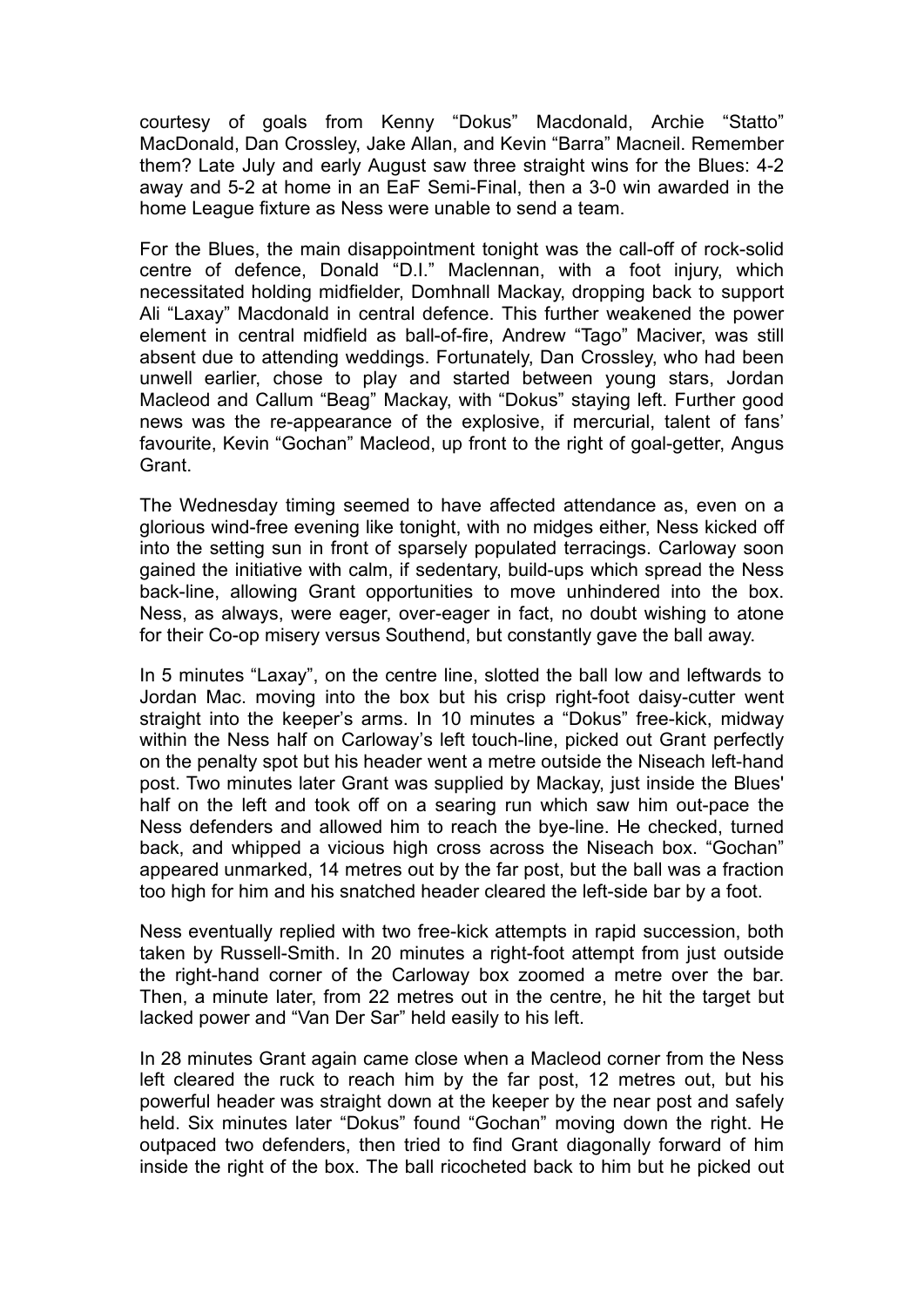courtesy of goals from Kenny "Dokus" Macdonald, Archie "Statto" MacDonald, Dan Crossley, Jake Allan, and Kevin "Barra" Macneil. Remember them? Late July and early August saw three straight wins for the Blues: 4-2 away and 5-2 at home in an EaF Semi-Final, then a 3-0 win awarded in the home League fixture as Ness were unable to send a team.

For the Blues, the main disappointment tonight was the call-off of rock-solid centre of defence, Donald "D.I." Maclennan, with a foot injury, which necessitated holding midfielder, Domhnall Mackay, dropping back to support Ali "Laxay" Macdonald in central defence. This further weakened the power element in central midfield as ball-of-fire, Andrew "Tago" Maciver, was still absent due to attending weddings. Fortunately, Dan Crossley, who had been unwell earlier, chose to play and started between young stars, Jordan Macleod and Callum "Beag" Mackay, with "Dokus" staying left. Further good news was the re-appearance of the explosive, if mercurial, talent of fans' favourite, Kevin "Gochan" Macleod, up front to the right of goal-getter, Angus Grant.

The Wednesday timing seemed to have affected attendance as, even on a glorious wind-free evening like tonight, with no midges either, Ness kicked off into the setting sun in front of sparsely populated terracings. Carloway soon gained the initiative with calm, if sedentary, build-ups which spread the Ness back-line, allowing Grant opportunities to move unhindered into the box. Ness, as always, were eager, over-eager in fact, no doubt wishing to atone for their Co-op misery versus Southend, but constantly gave the ball away.

In 5 minutes "Laxay", on the centre line, slotted the ball low and leftwards to Jordan Mac. moving into the box but his crisp right-foot daisy-cutter went straight into the keeper's arms. In 10 minutes a "Dokus" free-kick, midway within the Ness half on Carloway's left touch-line, picked out Grant perfectly on the penalty spot but his header went a metre outside the Niseach left-hand post. Two minutes later Grant was supplied by Mackay, just inside the Blues' half on the left and took off on a searing run which saw him out-pace the Ness defenders and allowed him to reach the bye-line. He checked, turned back, and whipped a vicious high cross across the Niseach box. "Gochan" appeared unmarked, 14 metres out by the far post, but the ball was a fraction too high for him and his snatched header cleared the left-side bar by a foot.

Ness eventually replied with two free-kick attempts in rapid succession, both taken by Russell-Smith. In 20 minutes a right-foot attempt from just outside the right-hand corner of the Carloway box zoomed a metre over the bar. Then, a minute later, from 22 metres out in the centre, he hit the target but lacked power and "Van Der Sar" held easily to his left.

In 28 minutes Grant again came close when a Macleod corner from the Ness left cleared the ruck to reach him by the far post, 12 metres out, but his powerful header was straight down at the keeper by the near post and safely held. Six minutes later "Dokus" found "Gochan" moving down the right. He outpaced two defenders, then tried to find Grant diagonally forward of him inside the right of the box. The ball ricocheted back to him but he picked out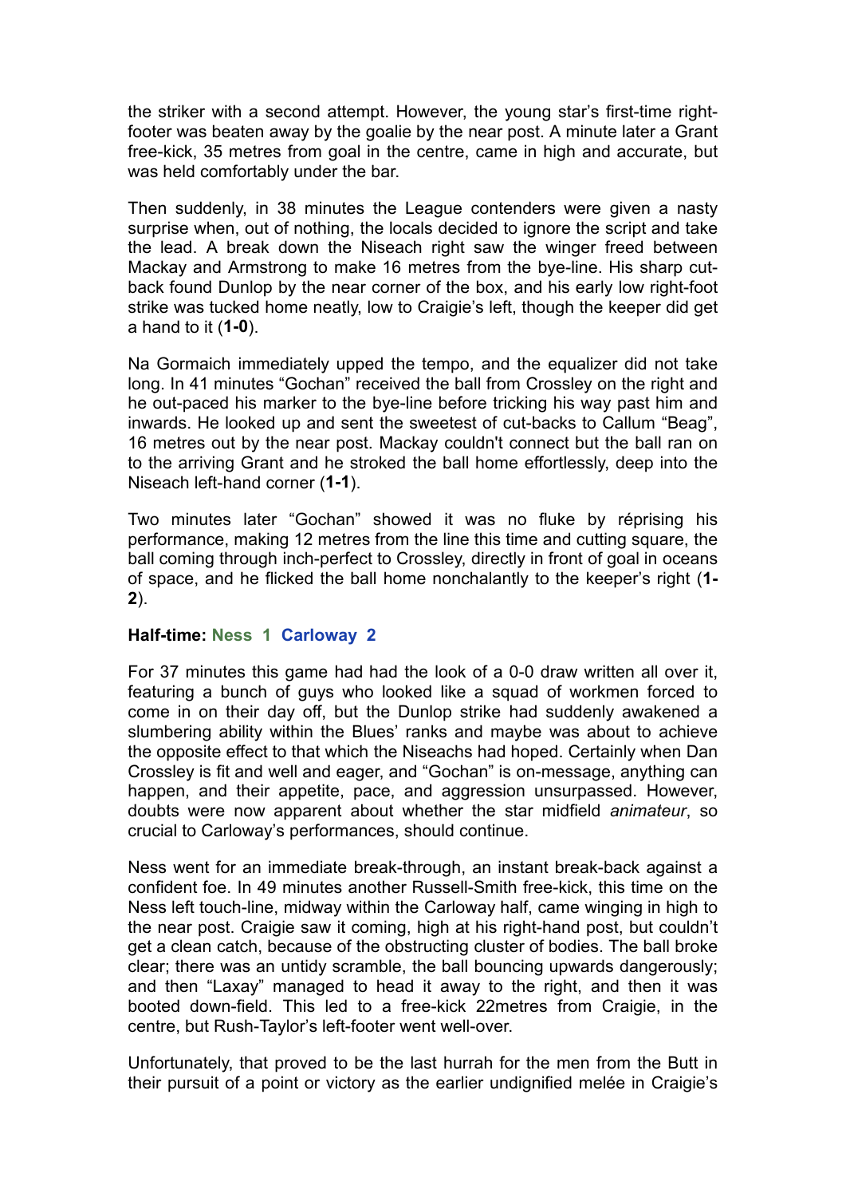the striker with a second attempt. However, the young star's first-time right-footer was beaten away by the goalie by the near post. A minute later a Grant free-kick, 35 metres from goal in the centre, came in high and accurate, but was held comfortably under the bar.

Then suddenly, in 38 minutes the League contenders were given a nasty surprise when, out of nothing, the locals decided to ignore the script and take the lead. A break down the Niseach right saw the winger freed between Mackay and Armstrong to make 16 metres from the bye-line. His sharp cut-back found Dunlop by the near corner of the box, and his early low right-foot strike was tucked home neatly, low to Craigie's left, though the keeper did get a hand to it (**1-0**).

Na Gormaich immediately upped the tempo, and the equalizer did not take long. In 41 minutes "Gochan" received the ball from Crossley on the right and he out-paced his marker to the bye-line before tricking his way past him and inwards. He looked up and sent the sweetest of cut-backs to Callum "Beag", 16 metres out by the near post. Mackay couldn't connect but the ball ran on to the arriving Grant and he stroked the ball home effortlessly, deep into the Niseach left-hand corner (**1-1**).

Two minutes later "Gochan" showed it was no fluke by réprising his performance, making 12 metres from the line this time and cutting square, the ball coming through inch-perfect to Crossley, directly in front of goal in oceans of space, and he flicked the ball home nonchalantly to the keeper's right (**1-2**).

**Half-time: Ness 1 Carloway 2**

For 37 minutes this game had had the look of a 0-0 draw written all over it, featuring a bunch of guys who looked like a squad of workmen forced to come in on their day off, but the Dunlop strike had suddenly awakened a slumbering ability within the Blues' ranks and maybe was about to achieve the opposite effect to that which the Niseachs had hoped. Certainly when Dan Crossley is fit and well and eager, and "Gochan" is on-message, anything can happen, and their appetite, pace, and aggression unsurpassed. However, doubts were now apparent about whether the star midfield *animateur*, so crucial to Carloway's performances, should continue.

Ness went for an immediate break-through, an instant break-back against a confident foe. In 49 minutes another Russell-Smith free-kick, this time on the Ness left touch-line, midway within the Carloway half, came winging in high to the near post. Craigie saw it coming, high at his right-hand post, but couldn't get a clean catch, because of the obstructing cluster of bodies. The ball broke clear; there was an untidy scramble, the ball bouncing upwards dangerously; and then "Laxay" managed to head it away to the right, and then it was booted down-field. This led to a free-kick 22metres from Craigie, in the centre, but Rush-Taylor's left-footer went well-over.

Unfortunately, that proved to be the last hurrah for the men from the Butt in their pursuit of a point or victory as the earlier undignified melée in Craigie's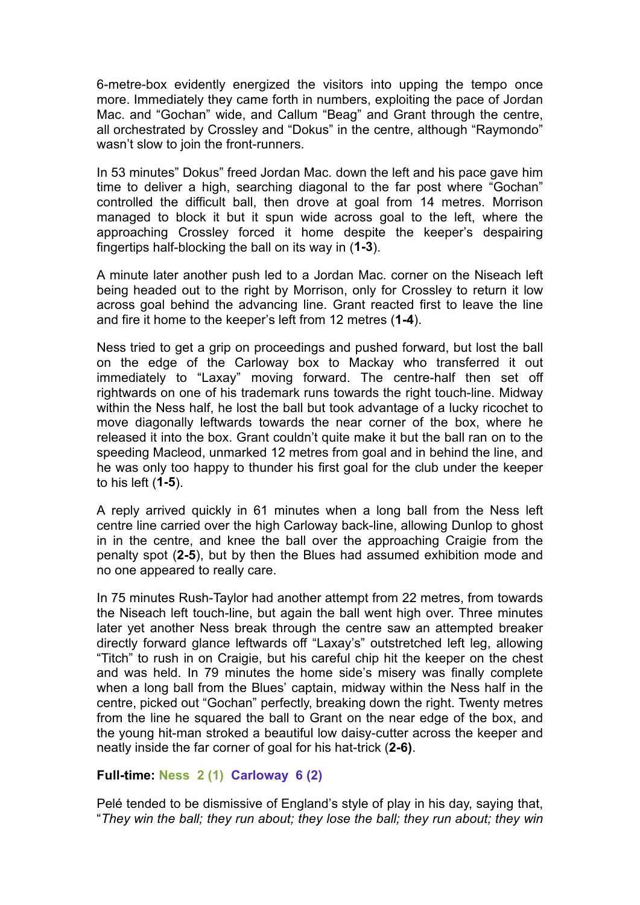6-metre-box evidently energized the visitors into upping the tempo once more. Immediately they came forth in numbers, exploiting the pace of Jordan Mac. and "Gochan" wide, and Callum "Beag" and Grant through the centre, all orchestrated by Crossley and "Dokus" in the centre, although "Raymondo" wasn't slow to join the front-runners.

In 53 minutes" Dokus" freed Jordan Mac. down the left and his pace gave him time to deliver a high, searching diagonal to the far post where "Gochan" controlled the difficult ball, then drove at goal from 14 metres. Morrison managed to block it but it spun wide across goal to the left, where the approaching Crossley forced it home despite the keeper's despairing fingertips half-blocking the ball on its way in (**1-3**).

A minute later another push led to a Jordan Mac. corner on the Niseach left being headed out to the right by Morrison, only for Crossley to return it low across goal behind the advancing line. Grant reacted first to leave the line and fire it home to the keeper's left from 12 metres (**1-4**).

Ness tried to get a grip on proceedings and pushed forward, but lost the ball on the edge of the Carloway box to Mackay who transferred it out immediately to "Laxay" moving forward. The centre-half then set off rightwards on one of his trademark runs towards the right touch-line. Midway within the Ness half, he lost the ball but took advantage of a lucky ricochet to move diagonally leftwards towards the near corner of the box, where he released it into the box. Grant couldn't quite make it but the ball ran on to the speeding Macleod, unmarked 12 metres from goal and in behind the line, and he was only too happy to thunder his first goal for the club under the keeper to his left (**1-5**).

A reply arrived quickly in 61 minutes when a long ball from the Ness left centre line carried over the high Carloway back-line, allowing Dunlop to ghost in in the centre, and knee the ball over the approaching Craigie from the penalty spot (**2-5**), but by then the Blues had assumed exhibition mode and no one appeared to really care.

In 75 minutes Rush-Taylor had another attempt from 22 metres, from towards the Niseach left touch-line, but again the ball went high over. Three minutes later yet another Ness break through the centre saw an attempted breaker directly forward glance leftwards off "Laxay's" outstretched left leg, allowing "Titch" to rush in on Craigie, but his careful chip hit the keeper on the chest and was held. In 79 minutes the home side's misery was finally complete when a long ball from the Blues' captain, midway within the Ness half in the centre, picked out "Gochan" perfectly, breaking down the right. Twenty metres from the line he squared the ball to Grant on the near edge of the box, and the young hit-man stroked a beautiful low daisy-cutter across the keeper and neatly inside the far corner of goal for his hat-trick (**2-6)**.

**Full-time: Ness 2 (1) Carloway 6 (2)**

Pelé tended to be dismissive of England's style of play in his day, saying that, "*They win the ball; they run about; they lose the ball; they run about; they win*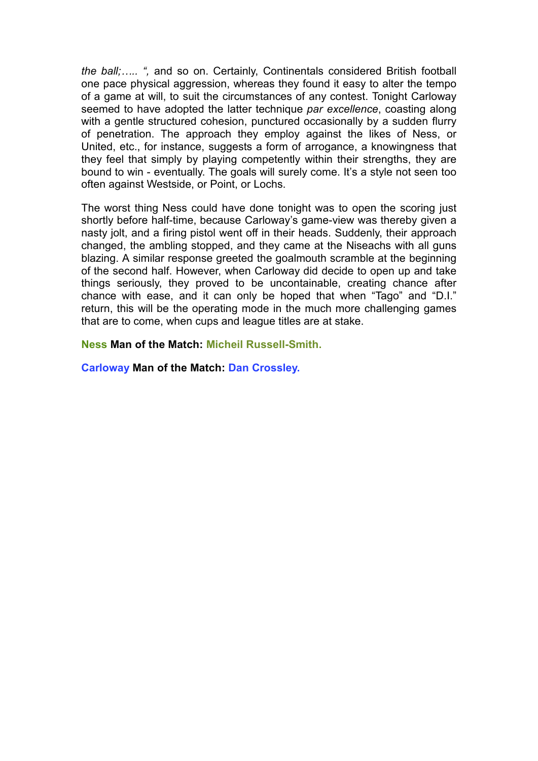*the ball;….. “,* and so on. Certainly, Continentals considered British football one pace physical aggression, whereas they found it easy to alter the tempo of a game at will, to suit the circumstances of any contest. Tonight Carloway seemed to have adopted the latter technique *par excellence*, coasting along with a gentle structured cohesion, punctured occasionally by a sudden flurry of penetration. The approach they employ against the likes of Ness, or United, etc., for instance, suggests a form of arrogance, a knowingness that they feel that simply by playing competently within their strengths, they are bound to win - eventually. The goals will surely come. It’s a style not seen too often against Westside, or Point, or Lochs.

The worst thing Ness could have done tonight was to open the scoring just shortly before half-time, because Carloway’s game-view was thereby given a nasty jolt, and a firing pistol went off in their heads. Suddenly, their approach changed, the ambling stopped, and they came at the Niseachs with all guns blazing. A similar response greeted the goalmouth scramble at the beginning of the second half. However, when Carloway did decide to open up and take things seriously, they proved to be uncontainable, creating chance after chance with ease, and it can only be hoped that when “Tago” and “D.I.” return, this will be the operating mode in the much more challenging games that are to come, when cups and league titles are at stake.

**Ness Man of the Match: Micheil Russell-Smith.**

**Carloway Man of the Match: Dan Crossley.**